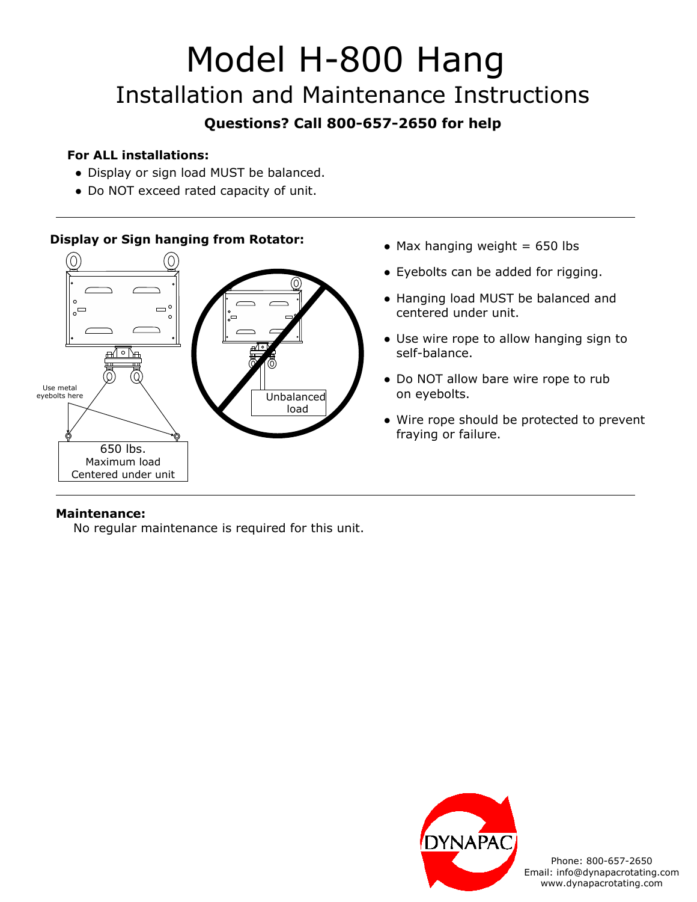# Model H-800 Hang

## Installation and Maintenance Instructions

**Questions? Call 800-657-2650 for help**

**For ALL installations:**

- Display or sign load MUST be balanced.
- Do NOT exceed rated capacity of unit.

---

**Display or Sign hanging from Rotator:**

Use metal eyebolts here

650 lbs.
Maximum load
Centered under unit

Unbalanced load

- Max hanging weight = 650 lbs
- Eyebolts can be added for rigging.
- Hanging load MUST be balanced and centered under unit.
- Use wire rope to allow hanging sign to self-balance.
- Do NOT allow bare wire rope to rub on eyebolts.
- Wire rope should be protected to prevent fraying or failure.

---

**Maintenance:**

No regular maintenance is required for this unit.

DYNAPAC

Phone: 800-657-2650
Email: info@dynapacrotating.com
www.dynapacrotating.com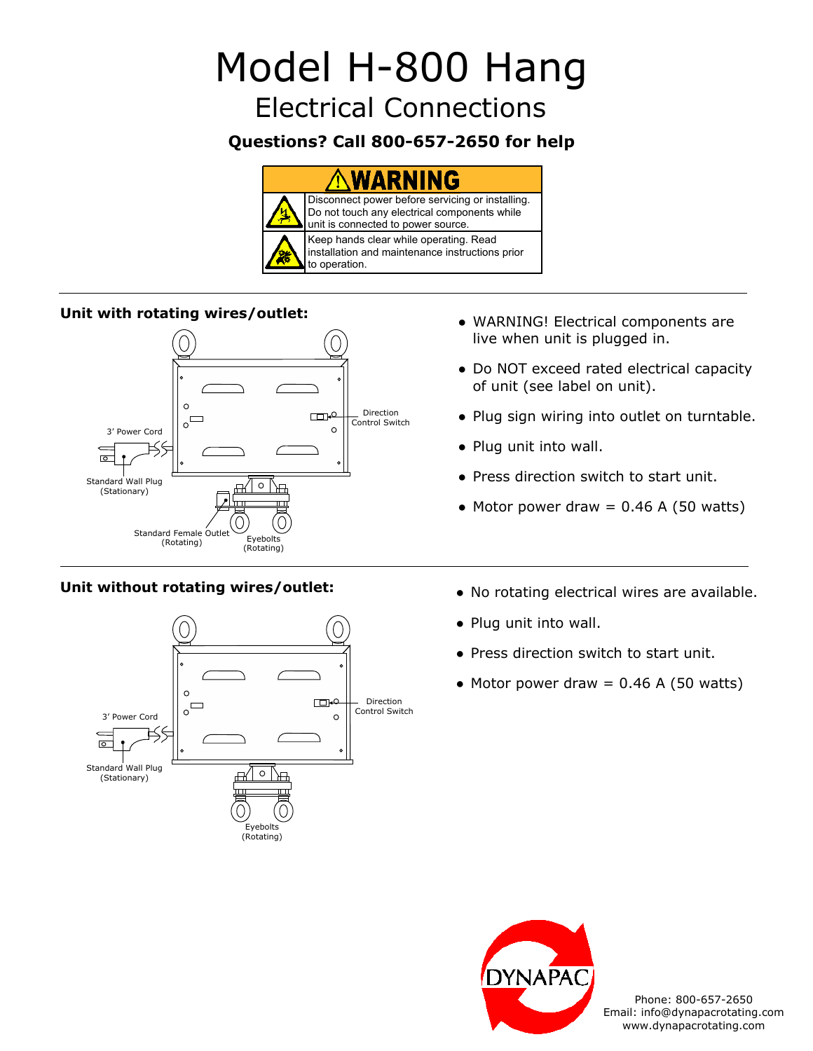# Model H-800 Hang

## Electrical Connections

**Questions? Call 800-657-2650 for help**

**⚠WARNING**

Disconnect power before servicing or installing. Do not touch any electrical components while unit is connected to power source.

Keep hands clear while operating. Read installation and maintenance instructions prior to operation.

---

**Unit with rotating wires/outlet:**

3' Power Cord

Standard Wall Plug
(Stationary)

Direction
Control Switch

Standard Female Outlet
(Rotating)

Eyebolts
(Rotating)

- WARNING! Electrical components are live when unit is plugged in.
- Do NOT exceed rated electrical capacity of unit (see label on unit).
- Plug sign wiring into outlet on turntable.
- Plug unit into wall.
- Press direction switch to start unit.
- Motor power draw = 0.46 A (50 watts)

---

**Unit without rotating wires/outlet:**

3' Power Cord

Standard Wall Plug
(Stationary)

Direction
Control Switch

Eyebolts
(Rotating)

- No rotating electrical wires are available.
- Plug unit into wall.
- Press direction switch to start unit.
- Motor power draw = 0.46 A (50 watts)

DYNAPAC

Phone: 800-657-2650
Email: info@dynapacrotating.com
www.dynapacrotating.com